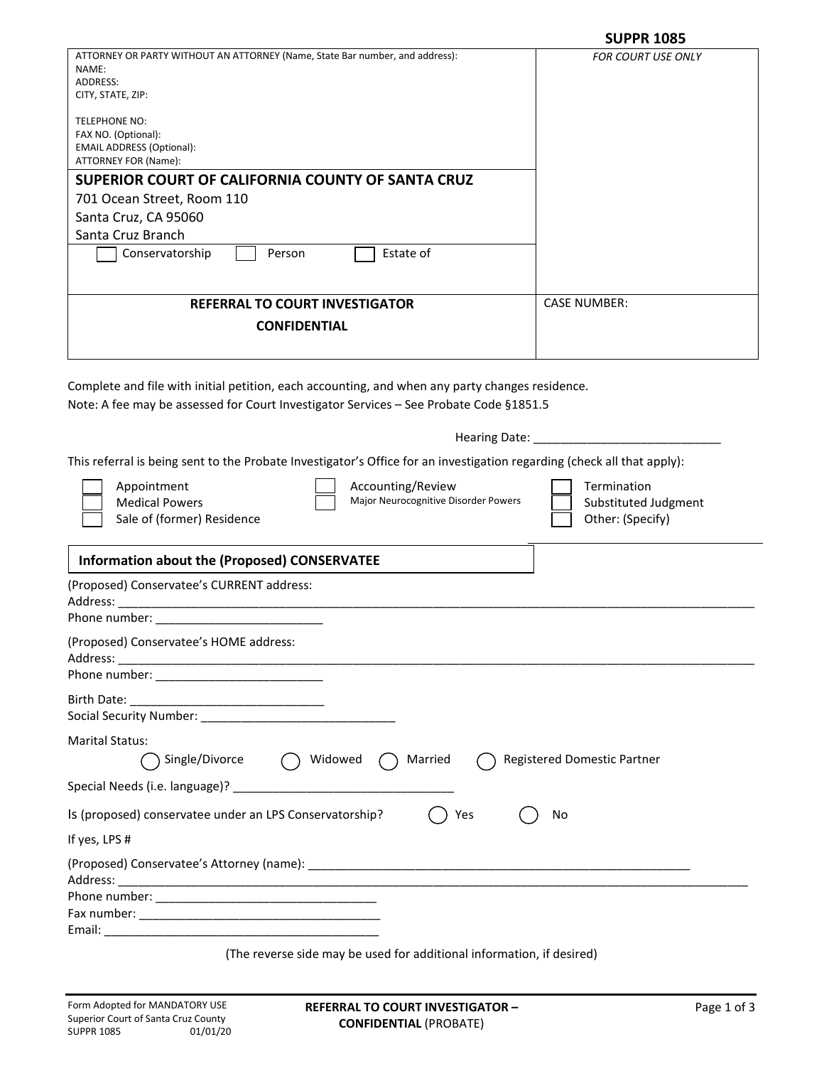**SUPPR 1085**

| ATTORNEY OR PARTY WITHOUT AN ATTORNEY (Name, State Bar number, and address): | *FOR COURT USE ONLY* |
|---|---|
| NAME:<br>ADDRESS:<br>CITY, STATE, ZIP:<br><br>TELEPHONE NO:<br>FAX NO. (Optional):<br>EMAIL ADDRESS (Optional):<br>ATTORNEY FOR (Name): | |
| **SUPERIOR COURT OF CALIFORNIA COUNTY OF SANTA CRUZ**<br>701 Ocean Street, Room 110<br>Santa Cruz, CA 95060<br>Santa Cruz Branch | |
| ☐ Conservatorship ☐ Person ☐ Estate of | |
| **REFERRAL TO COURT INVESTIGATOR**<br>**CONFIDENTIAL** | CASE NUMBER: |

Complete and file with initial petition, each accounting, and when any party changes residence.
Note: A fee may be assessed for Court Investigator Services – See Probate Code §1851.5

Hearing Date: ____________________________

This referral is being sent to the Probate Investigator's Office for an investigation regarding (check all that apply):

☐ Appointment
☐ Medical Powers
☐ Sale of (former) Residence
☐ Accounting/Review
☐ Major Neurocognitive Disorder Powers
☐ Termination
☐ Substituted Judgment
☐ Other: (Specify) ____________________________

## Information about the (Proposed) CONSERVATEE

(Proposed) Conservatee's CURRENT address:
Address: ____________________________________________________________________________________________
Phone number: _________________________

(Proposed) Conservatee's HOME address:
Address: ____________________________________________________________________________________________
Phone number: _________________________

Birth Date: _____________________________
Social Security Number: _____________________________

Marital Status:
◯ Single/Divorce ◯ Widowed ◯ Married ◯ Registered Domestic Partner

Special Needs (i.e. language)? _________________________________

Is (proposed) conservatee under an LPS Conservatorship? ◯ Yes ◯ No

If yes, LPS #

(Proposed) Conservatee's Attorney (name): ___________________________________________________________
Address: ____________________________________________________________________________________________
Phone number: _________________________________
Fax number: ___________________________________
Email: _________________________________________

(The reverse side may be used for additional information, if desired)

Form Adopted for MANDATORY USE
Superior Court of Santa Cruz County
SUPPR 1085 01/01/20

**REFERRAL TO COURT INVESTIGATOR – CONFIDENTIAL** (PROBATE)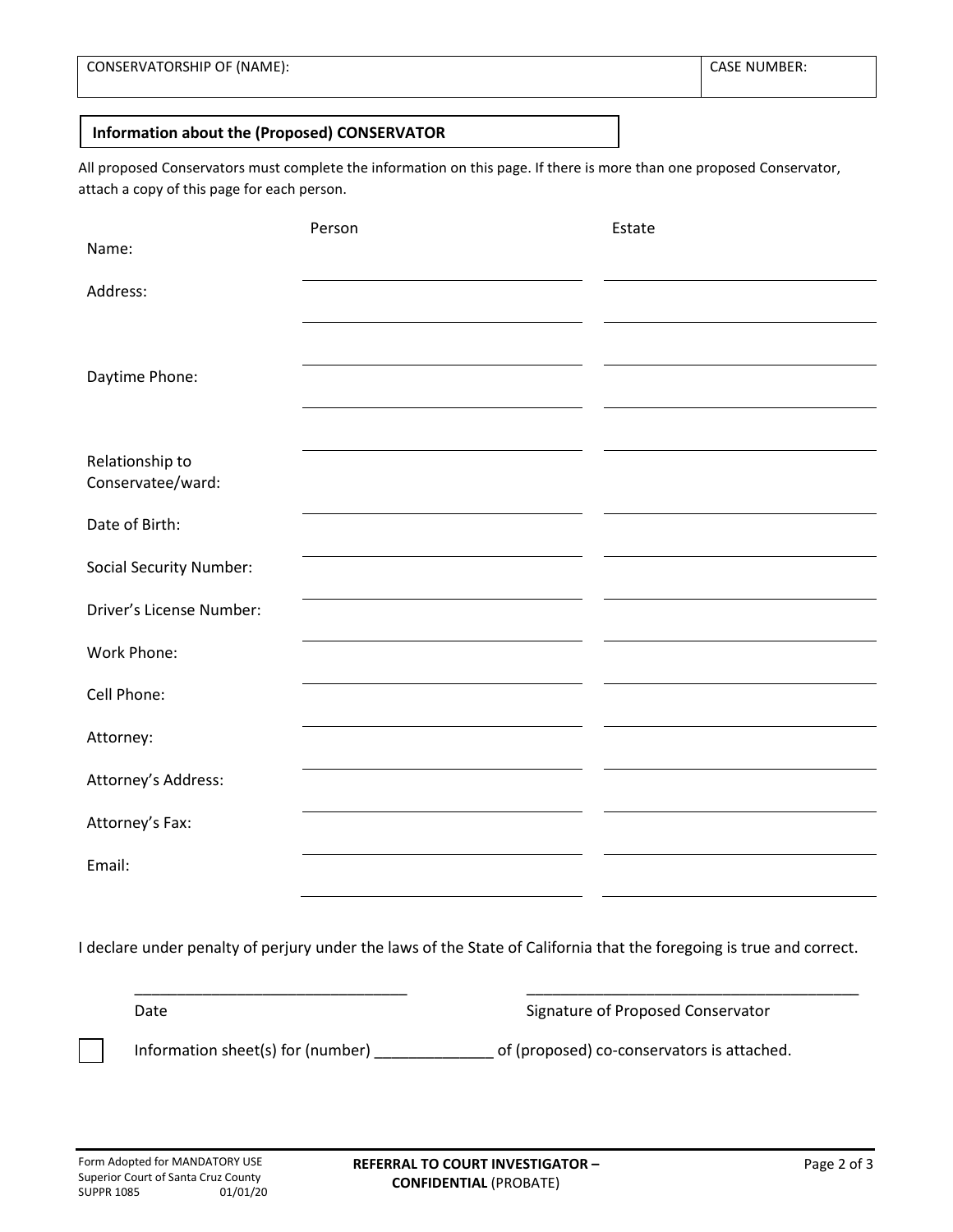| CONSERVATORSHIP OF (NAME): | CASE NUMBER: |
|---|---|
| | |

**Information about the (Proposed) CONSERVATOR**

All proposed Conservators must complete the information on this page. If there is more than one proposed Conservator, attach a copy of this page for each person.

| | Person | Estate |
|---|---|---|
| Name: | | |
| Address: | | |
| | | |
| Daytime Phone: | | |
| | | |
| Relationship to Conservatee/ward: | | |
| Date of Birth: | | |
| Social Security Number: | | |
| Driver's License Number: | | |
| Work Phone: | | |
| Cell Phone: | | |
| Attorney: | | |
| Attorney's Address: | | |
| Attorney's Fax: | | |
| Email: | | |

I declare under penalty of perjury under the laws of the State of California that the foregoing is true and correct.

_________________________________ Date

_________________________________________ Signature of Proposed Conservator

☐ Information sheet(s) for (number) ______________ of (proposed) co-conservators is attached.

Form Adopted for MANDATORY USE
Superior Court of Santa Cruz County
SUPPR 1085 01/01/20

**REFERRAL TO COURT INVESTIGATOR – CONFIDENTIAL** (PROBATE)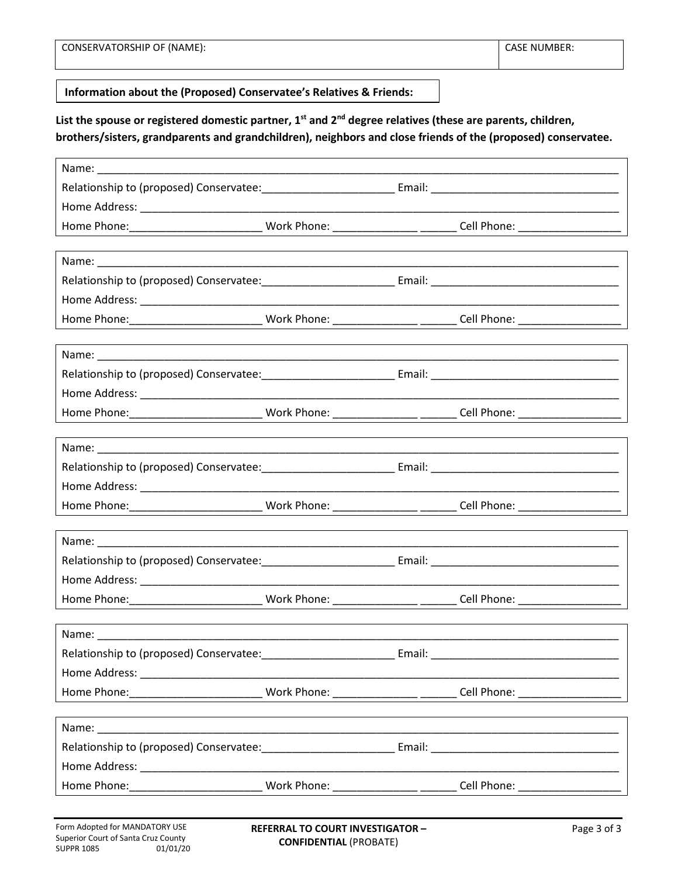| CONSERVATORSHIP OF (NAME): | CASE NUMBER: |
|---|---|
| | |

**Information about the (Proposed) Conservatee's Relatives & Friends:**

**List the spouse or registered domestic partner, 1st and 2nd degree relatives (these are parents, children, brothers/sisters, grandparents and grandchildren), neighbors and close friends of the (proposed) conservatee.**

Name: ______________________________________________________________________________

Relationship to (proposed) Conservatee:_____________________ Email: _____________________________

Home Address: _______________________________________________________________________

Home Phone:_____________________ Work Phone: _____________ ______ Cell Phone: ________________

Name: ______________________________________________________________________________

Relationship to (proposed) Conservatee:_____________________ Email: _____________________________

Home Address: _______________________________________________________________________

Home Phone:_____________________ Work Phone: _____________ ______ Cell Phone: ________________

Name: ______________________________________________________________________________

Relationship to (proposed) Conservatee:_____________________ Email: _____________________________

Home Address: _______________________________________________________________________

Home Phone:_____________________ Work Phone: _____________ ______ Cell Phone: ________________

Name: ______________________________________________________________________________

Relationship to (proposed) Conservatee:_____________________ Email: _____________________________

Home Address: _______________________________________________________________________

Home Phone:_____________________ Work Phone: _____________ ______ Cell Phone: ________________

Name: ______________________________________________________________________________

Relationship to (proposed) Conservatee:_____________________ Email: _____________________________

Home Address: _______________________________________________________________________

Home Phone:_____________________ Work Phone: _____________ ______ Cell Phone: ________________

Name: ______________________________________________________________________________

Relationship to (proposed) Conservatee:_____________________ Email: _____________________________

Home Address: _______________________________________________________________________

Home Phone:_____________________ Work Phone: _____________ ______ Cell Phone: ________________

Name: ______________________________________________________________________________

Relationship to (proposed) Conservatee:_____________________ Email: _____________________________

Home Address: _______________________________________________________________________

Home Phone:_____________________ Work Phone: _____________ ______ Cell Phone: ________________

Form Adopted for MANDATORY USE
Superior Court of Santa Cruz County
SUPPR 1085 01/01/20

**REFERRAL TO COURT INVESTIGATOR – CONFIDENTIAL** (PROBATE)